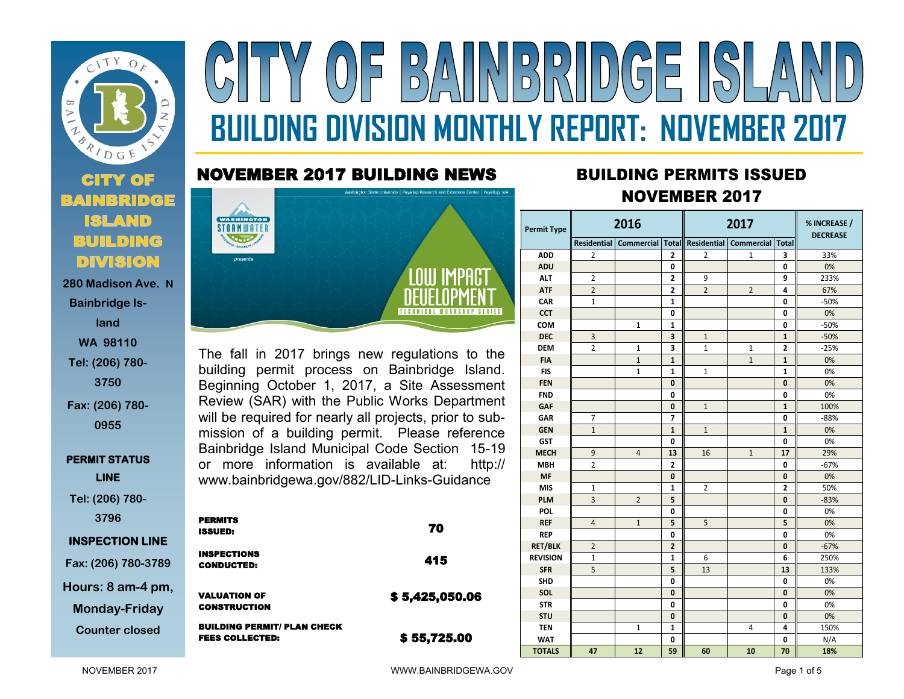# CITY OF BAINBRIDGE ISLAND

## BUILDING DIVISION MONTHLY REPORT: NOVEMBER 2017

**CITY OF BAINBRIDGE ISLAND BUILDING DIVISION**

280 Madison Ave. N
Bainbridge Island
WA 98110
Tel: (206) 780-3750
Fax: (206) 780-0955

**PERMIT STATUS LINE**
Tel: (206) 780-3796

**INSPECTION LINE**
Fax: (206) 780-3789

Hours: 8 am-4 pm, Monday-Friday
Counter closed

## NOVEMBER 2017 BUILDING NEWS

The fall in 2017 brings new regulations to the building permit process on Bainbridge Island. Beginning October 1, 2017, a Site Assessment Review (SAR) with the Public Works Department will be required for nearly all projects, prior to submission of a building permit. Please reference Bainbridge Island Municipal Code Section 15-19 or more information is available at: http://www.bainbridgewa.gov/882/LID-Links-Guidance

| | |
|---|---|
| **PERMITS ISSUED:** | **70** |
| **INSPECTIONS CONDUCTED:** | **415** |
| **VALUATION OF CONSTRUCTION** | **$ 5,425,050.06** |
| **BUILDING PERMIT/ PLAN CHECK FEES COLLECTED:** | **$ 55,725.00** |

## BUILDING PERMITS ISSUED NOVEMBER 2017

| Permit Type | 2016 | | | 2017 | | | % INCREASE / DECREASE |
|---|---|---|---|---|---|---|---|
| | Residential | Commercial | Total | Residential | Commercial | Total | |
| ADD | 2 | | 2 | 2 | 1 | 3 | 33% |
| ADU | | | 0 | | | 0 | 0% |
| ALT | 2 | | 2 | 9 | | 9 | 233% |
| ATF | 2 | | 2 | 2 | 2 | 4 | 67% |
| CAR | 1 | | 1 | | | 0 | -50% |
| CCT | | | 0 | | | 0 | 0% |
| COM | | 1 | 1 | | | 0 | -50% |
| DEC | 3 | | 3 | 1 | | 1 | -50% |
| DEM | 2 | 1 | 3 | 1 | 1 | 2 | -25% |
| FIA | | 1 | 1 | | 1 | 1 | 0% |
| FIS | | 1 | 1 | 1 | | 1 | 0% |
| FEN | | | 0 | | | 0 | 0% |
| FND | | | 0 | | | 0 | 0% |
| GAF | | | 0 | 1 | | 1 | 100% |
| GAR | 7 | | 7 | | | 0 | -88% |
| GEN | 1 | | 1 | 1 | | 1 | 0% |
| GST | | | 0 | | | 0 | 0% |
| MECH | 9 | 4 | 13 | 16 | 1 | 17 | 29% |
| MBH | 2 | | 2 | | | 0 | -67% |
| MF | | | 0 | | | 0 | 0% |
| MIS | 1 | | 1 | 2 | | 2 | 50% |
| PLM | 3 | 2 | 5 | | | 0 | -83% |
| POL | | | 0 | | | 0 | 0% |
| REF | 4 | 1 | 5 | 5 | | 5 | 0% |
| REP | | | 0 | | | 0 | 0% |
| RET/BLK | 2 | | 2 | | | 0 | -67% |
| REVISION | 1 | | 1 | 6 | | 6 | 250% |
| SFR | 5 | | 5 | 13 | | 13 | 133% |
| SHD | | | 0 | | | 0 | 0% |
| SOL | | | 0 | | | 0 | 0% |
| STR | | | 0 | | | 0 | 0% |
| STU | | | 0 | | | 0 | 0% |
| TEN | | 1 | 1 | | 4 | 4 | 150% |
| WAT | | | 0 | | | 0 | N/A |
| **TOTALS** | **47** | **12** | **59** | **60** | **10** | **70** | **18%** |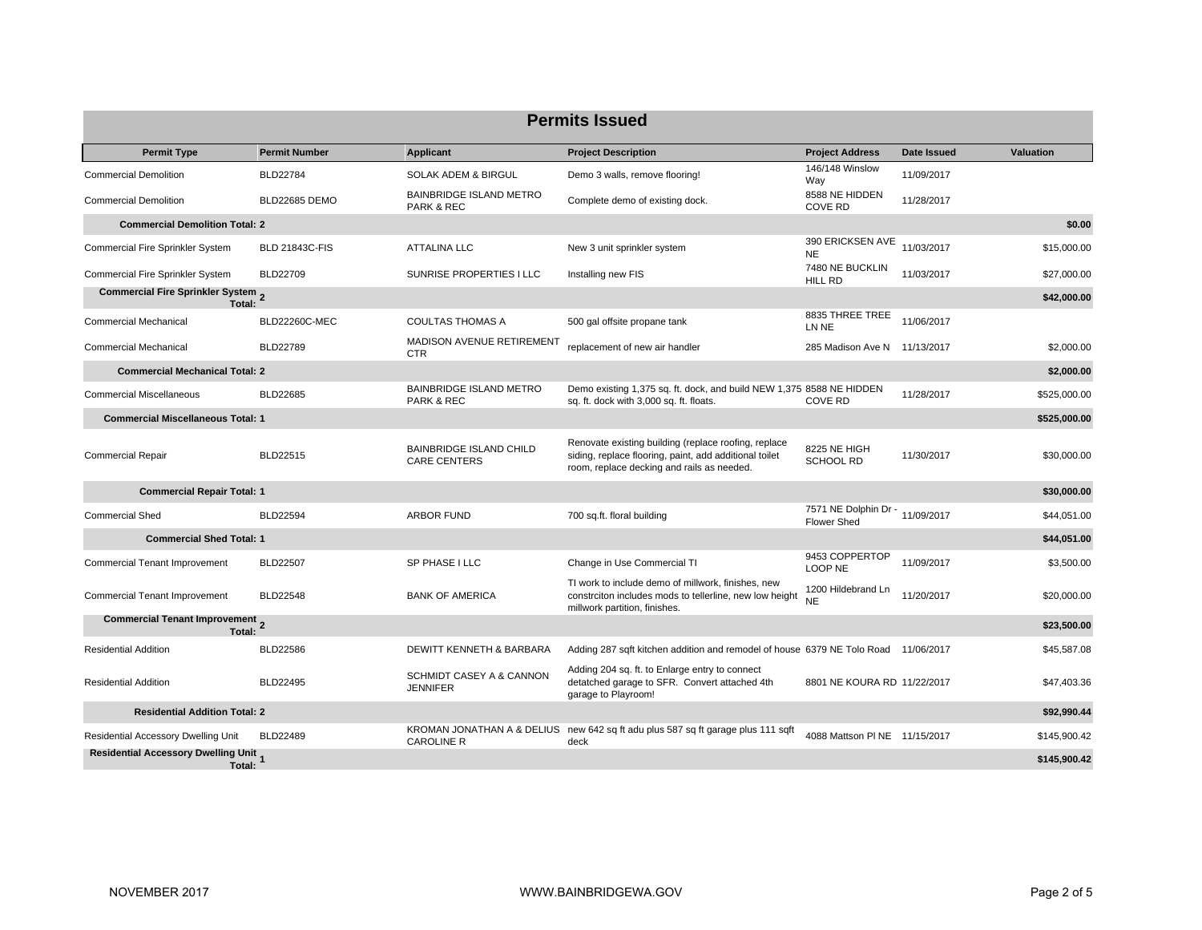# Permits Issued

| Permit Type | Permit Number | Applicant | Project Description | Project Address | Date Issued | Valuation |
|---|---|---|---|---|---|---|
| Commercial Demolition | BLD22784 | SOLAK ADEM & BIRGUL | Demo 3 walls, remove flooring! | 146/148 Winslow Way | 11/09/2017 | |
| Commercial Demolition | BLD22685 DEMO | BAINBRIDGE ISLAND METRO PARK & REC | Complete demo of existing dock. | 8588 NE HIDDEN COVE RD | 11/28/2017 | |
| **Commercial Demolition Total: 2** | | | | | | **$0.00** |
| Commercial Fire Sprinkler System | BLD 21843C-FIS | ATTALINA LLC | New 3 unit sprinkler system | 390 ERICKSEN AVE NE | 11/03/2017 | $15,000.00 |
| Commercial Fire Sprinkler System | BLD22709 | SUNRISE PROPERTIES I LLC | Installing new FIS | 7480 NE BUCKLIN HILL RD | 11/03/2017 | $27,000.00 |
| **Commercial Fire Sprinkler System Total: 2** | | | | | | **$42,000.00** |
| Commercial Mechanical | BLD22260C-MEC | COULTAS THOMAS A | 500 gal offsite propane tank | 8835 THREE TREE LN NE | 11/06/2017 | |
| Commercial Mechanical | BLD22789 | MADISON AVENUE RETIREMENT CTR | replacement of new air handler | 285 Madison Ave N | 11/13/2017 | $2,000.00 |
| **Commercial Mechanical Total: 2** | | | | | | **$2,000.00** |
| Commercial Miscellaneous | BLD22685 | BAINBRIDGE ISLAND METRO PARK & REC | Demo existing 1,375 sq. ft. dock, and build NEW 1,375 sq. ft. dock with 3,000 sq. ft. floats. | 8588 NE HIDDEN COVE RD | 11/28/2017 | $525,000.00 |
| **Commercial Miscellaneous Total: 1** | | | | | | **$525,000.00** |
| Commercial Repair | BLD22515 | BAINBRIDGE ISLAND CHILD CARE CENTERS | Renovate existing building (replace roofing, replace siding, replace flooring, paint, add additional toilet room, replace decking and rails as needed. | 8225 NE HIGH SCHOOL RD | 11/30/2017 | $30,000.00 |
| **Commercial Repair Total: 1** | | | | | | **$30,000.00** |
| Commercial Shed | BLD22594 | ARBOR FUND | 700 sq.ft. floral building | 7571 NE Dolphin Dr - Flower Shed | 11/09/2017 | $44,051.00 |
| **Commercial Shed Total: 1** | | | | | | **$44,051.00** |
| Commercial Tenant Improvement | BLD22507 | SP PHASE I LLC | Change in Use Commercial TI | 9453 COPPERTOP LOOP NE | 11/09/2017 | $3,500.00 |
| Commercial Tenant Improvement | BLD22548 | BANK OF AMERICA | TI work to include demo of millwork, finishes, new constrciton includes mods to tellerline, new low height millwork partition, finishes. | 1200 Hildebrand Ln NE | 11/20/2017 | $20,000.00 |
| **Commercial Tenant Improvement Total: 2** | | | | | | **$23,500.00** |
| Residential Addition | BLD22586 | DEWITT KENNETH & BARBARA | Adding 287 sqft kitchen addition and remodel of house | 6379 NE Tolo Road | 11/06/2017 | $45,587.08 |
| Residential Addition | BLD22495 | SCHMIDT CASEY A & CANNON JENNIFER | Adding 204 sq. ft. to Enlarge entry to connect detatched garage to SFR. Convert attached 4th garage to Playroom! | 8801 NE KOURA RD | 11/22/2017 | $47,403.36 |
| **Residential Addition Total: 2** | | | | | | **$92,990.44** |
| Residential Accessory Dwelling Unit | BLD22489 | KROMAN JONATHAN A & DELIUS CAROLINE R | new 642 sq ft adu plus 587 sq ft garage plus 111 sqft deck | 4088 Mattson Pl NE | 11/15/2017 | $145,900.42 |
| **Residential Accessory Dwelling Unit Total: 1** | | | | | | **$145,900.42** |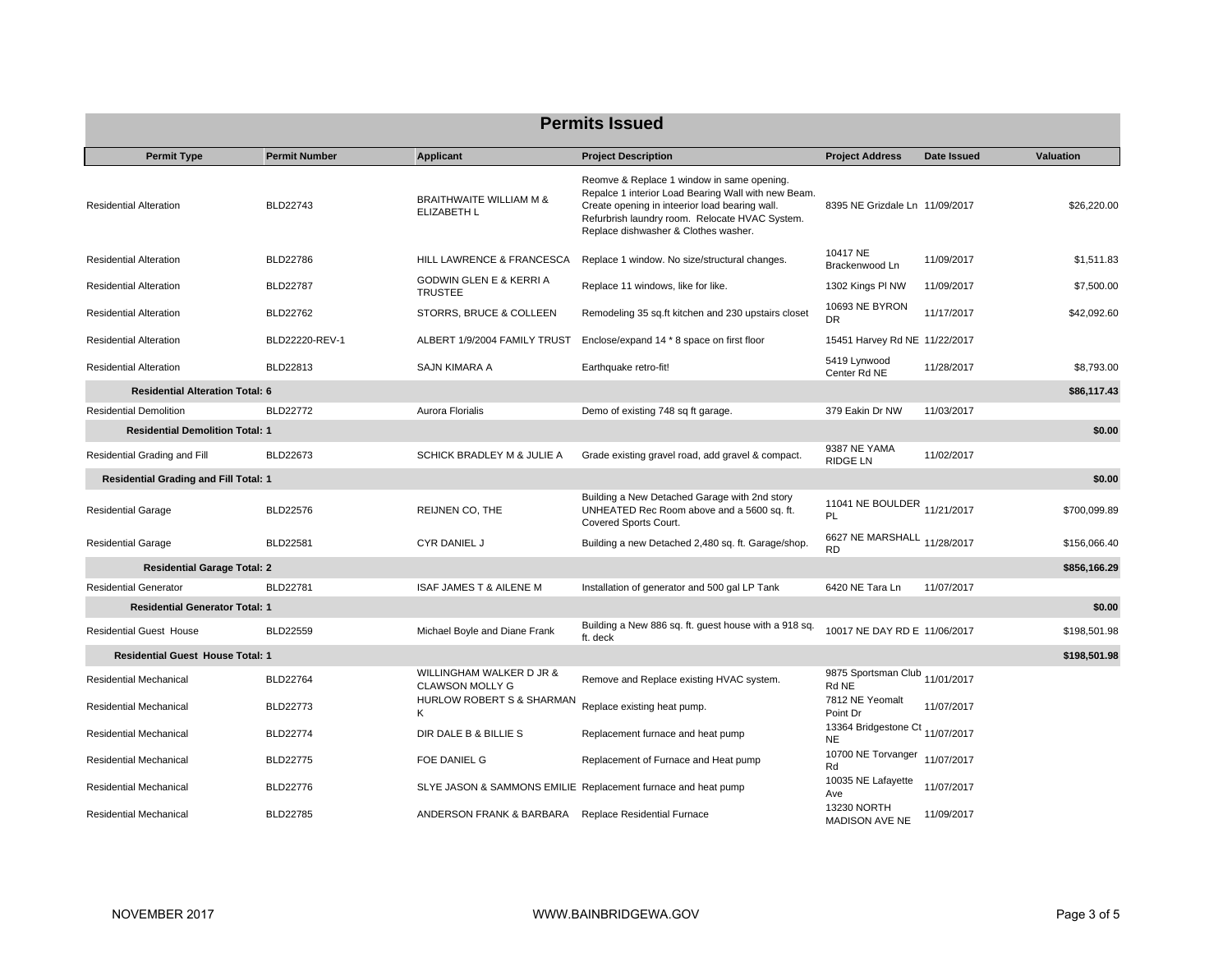## Permits Issued

| Permit Type | Permit Number | Applicant | Project Description | Project Address | Date Issued | Valuation |
|---|---|---|---|---|---|---|
| Residential Alteration | BLD22743 | BRAITHWAITE WILLIAM M & ELIZABETH L | Reomve & Replace 1 window in same opening. Repalce 1 interior Load Bearing Wall with new Beam. Create opening in inteerior load bearing wall. Refurbrish laundry room. Relocate HVAC System. Replace dishwasher & Clothes washer. | 8395 NE Grizdale Ln | 11/09/2017 | $26,220.00 |
| Residential Alteration | BLD22786 | HILL LAWRENCE & FRANCESCA | Replace 1 window. No size/structural changes. | 10417 NE Brackenwood Ln | 11/09/2017 | $1,511.83 |
| Residential Alteration | BLD22787 | GODWIN GLEN E & KERRI A TRUSTEE | Replace 11 windows, like for like. | 1302 Kings Pl NW | 11/09/2017 | $7,500.00 |
| Residential Alteration | BLD22762 | STORRS, BRUCE & COLLEEN | Remodeling 35 sq.ft kitchen and 230 upstairs closet | 10693 NE BYRON DR | 11/17/2017 | $42,092.60 |
| Residential Alteration | BLD22220-REV-1 | ALBERT 1/9/2004 FAMILY TRUST | Enclose/expand 14 * 8 space on first floor | 15451 Harvey Rd NE | 11/22/2017 | |
| Residential Alteration | BLD22813 | SAJN KIMARA A | Earthquake retro-fit! | 5419 Lynwood Center Rd NE | 11/28/2017 | $8,793.00 |
| **Residential Alteration Total: 6** | | | | | | **$86,117.43** |
| Residential Demolition | BLD22772 | Aurora Florialis | Demo of existing 748 sq ft garage. | 379 Eakin Dr NW | 11/03/2017 | |
| **Residential Demolition Total: 1** | | | | | | **$0.00** |
| Residential Grading and Fill | BLD22673 | SCHICK BRADLEY M & JULIE A | Grade existing gravel road, add gravel & compact. | 9387 NE YAMA RIDGE LN | 11/02/2017 | |
| **Residential Grading and Fill Total: 1** | | | | | | **$0.00** |
| Residential Garage | BLD22576 | REIJNEN CO, THE | Building a New Detached Garage with 2nd story UNHEATED Rec Room above and a 5600 sq. ft. Covered Sports Court. | 11041 NE BOULDER PL | 11/21/2017 | $700,099.89 |
| Residential Garage | BLD22581 | CYR DANIEL J | Building a new Detached 2,480 sq. ft. Garage/shop. | 6627 NE MARSHALL RD | 11/28/2017 | $156,066.40 |
| **Residential Garage Total: 2** | | | | | | **$856,166.29** |
| Residential Generator | BLD22781 | ISAF JAMES T & AILENE M | Installation of generator and 500 gal LP Tank | 6420 NE Tara Ln | 11/07/2017 | |
| **Residential Generator Total: 1** | | | | | | **$0.00** |
| Residential Guest House | BLD22559 | Michael Boyle and Diane Frank | Building a New 886 sq. ft. guest house with a 918 sq. ft. deck | 10017 NE DAY RD E | 11/06/2017 | $198,501.98 |
| **Residential Guest House Total: 1** | | | | | | **$198,501.98** |
| Residential Mechanical | BLD22764 | WILLINGHAM WALKER D JR & CLAWSON MOLLY G | Remove and Replace existing HVAC system. | 9875 Sportsman Club Rd NE | 11/01/2017 | |
| Residential Mechanical | BLD22773 | HURLOW ROBERT S & SHARMAN K | Replace existing heat pump. | 7812 NE Yeomalt Point Dr | 11/07/2017 | |
| Residential Mechanical | BLD22774 | DIR DALE B & BILLIE S | Replacement furnace and heat pump | 13364 Bridgestone Ct NE | 11/07/2017 | |
| Residential Mechanical | BLD22775 | FOE DANIEL G | Replacement of Furnace and Heat pump | 10700 NE Torvanger Rd | 11/07/2017 | |
| Residential Mechanical | BLD22776 | SLYE JASON & SAMMONS EMILIE | Replacement furnace and heat pump | 10035 NE Lafayette Ave | 11/07/2017 | |
| Residential Mechanical | BLD22785 | ANDERSON FRANK & BARBARA | Replace Residential Furnace | 13230 NORTH MADISON AVE NE | 11/09/2017 | |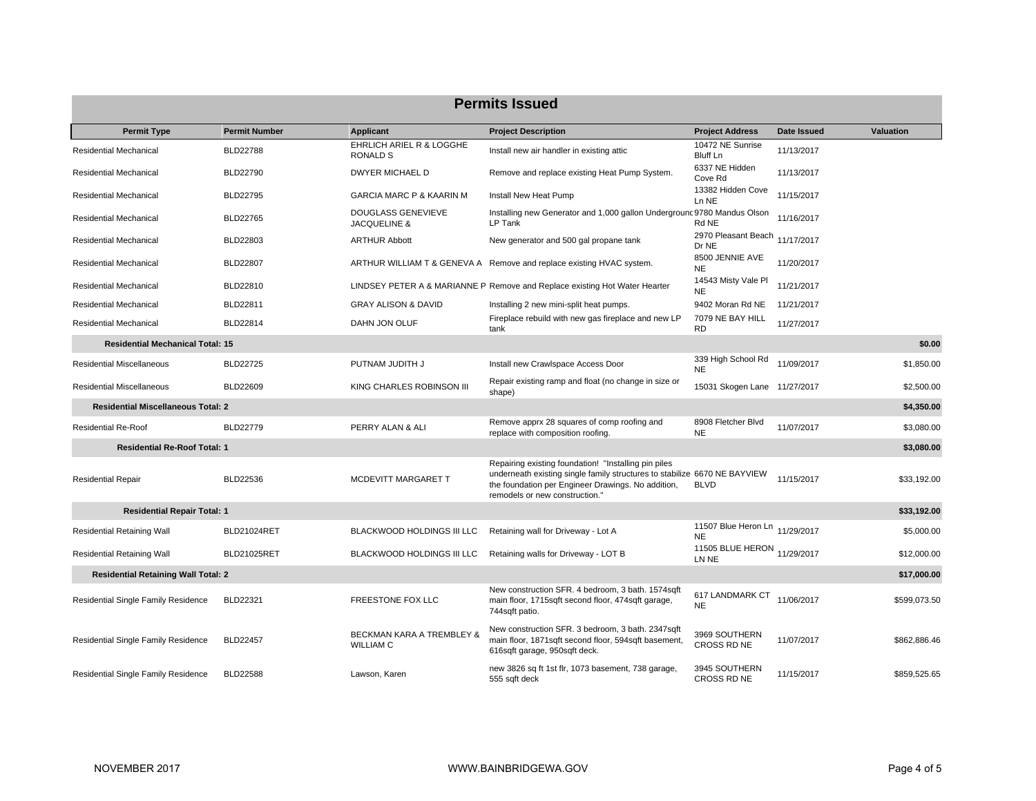## Permits Issued

| Permit Type | Permit Number | Applicant | Project Description | Project Address | Date Issued | Valuation |
|---|---|---|---|---|---|---|
| Residential Mechanical | BLD22788 | EHRLICH ARIEL R & LOGGHE RONALD S | Install new air handler in existing attic | 10472 NE Sunrise Bluff Ln | 11/13/2017 | |
| Residential Mechanical | BLD22790 | DWYER MICHAEL D | Remove and replace existing Heat Pump System. | 6337 NE Hidden Cove Rd | 11/13/2017 | |
| Residential Mechanical | BLD22795 | GARCIA MARC P & KAARIN M | Install New Heat Pump | 13382 Hidden Cove Ln NE | 11/15/2017 | |
| Residential Mechanical | BLD22765 | DOUGLASS GENEVIEVE JACQUELINE & | Installing new Generator and 1,000 gallon Undergrounc LP Tank | 9780 Mandus Olson Rd NE | 11/16/2017 | |
| Residential Mechanical | BLD22803 | ARTHUR Abbott | New generator and 500 gal propane tank | 2970 Pleasant Beach Dr NE | 11/17/2017 | |
| Residential Mechanical | BLD22807 | ARTHUR WILLIAM T & GENEVA A | Remove and replace existing HVAC system. | 8500 JENNIE AVE NE | 11/20/2017 | |
| Residential Mechanical | BLD22810 | LINDSEY PETER A & MARIANNE P | Remove and Replace existing Hot Water Hearter | 14543 Misty Vale Pl NE | 11/21/2017 | |
| Residential Mechanical | BLD22811 | GRAY ALISON & DAVID | Installing 2 new mini-split heat pumps. | 9402 Moran Rd NE | 11/21/2017 | |
| Residential Mechanical | BLD22814 | DAHN JON OLUF | Fireplace rebuild with new gas fireplace and new LP tank | 7079 NE BAY HILL RD | 11/27/2017 | |
| **Residential Mechanical Total: 15** | | | | | | **$0.00** |
| Residential Miscellaneous | BLD22725 | PUTNAM JUDITH J | Install new Crawlspace Access Door | 339 High School Rd NE | 11/09/2017 | $1,850.00 |
| Residential Miscellaneous | BLD22609 | KING CHARLES ROBINSON III | Repair existing ramp and float (no change in size or shape) | 15031 Skogen Lane | 11/27/2017 | $2,500.00 |
| **Residential Miscellaneous Total: 2** | | | | | | **$4,350.00** |
| Residential Re-Roof | BLD22779 | PERRY ALAN & ALI | Remove apprx 28 squares of comp roofing and replace with composition roofing. | 8908 Fletcher Blvd NE | 11/07/2017 | $3,080.00 |
| **Residential Re-Roof Total: 1** | | | | | | **$3,080.00** |
| Residential Repair | BLD22536 | MCDEVITT MARGARET T | Repairing existing foundation! "Installing pin piles underneath existing single family structures to stabilize the foundation per Engineer Drawings. No addition, remodels or new construction." | 6670 NE BAYVIEW BLVD | 11/15/2017 | $33,192.00 |
| **Residential Repair Total: 1** | | | | | | **$33,192.00** |
| Residential Retaining Wall | BLD21024RET | BLACKWOOD HOLDINGS III LLC | Retaining wall for Driveway - Lot A | 11507 Blue Heron Ln NE | 11/29/2017 | $5,000.00 |
| Residential Retaining Wall | BLD21025RET | BLACKWOOD HOLDINGS III LLC | Retaining walls for Driveway - LOT B | 11505 BLUE HERON LN NE | 11/29/2017 | $12,000.00 |
| **Residential Retaining Wall Total: 2** | | | | | | **$17,000.00** |
| Residential Single Family Residence | BLD22321 | FREESTONE FOX LLC | New construction SFR. 4 bedroom, 3 bath. 1574sqft main floor, 1715sqft second floor, 474sqft garage, 744sqft patio. | 617 LANDMARK CT NE | 11/06/2017 | $599,073.50 |
| Residential Single Family Residence | BLD22457 | BECKMAN KARA A TREMBLEY & WILLIAM C | New construction SFR. 3 bedroom, 3 bath. 2347sqft main floor, 1871sqft second floor, 594sqft basement, 616sqft garage, 950sqft deck. | 3969 SOUTHERN CROSS RD NE | 11/07/2017 | $862,886.46 |
| Residential Single Family Residence | BLD22588 | Lawson, Karen | new 3826 sq ft 1st flr, 1073 basement, 738 garage, 555 sqft deck | 3945 SOUTHERN CROSS RD NE | 11/15/2017 | $859,525.65 |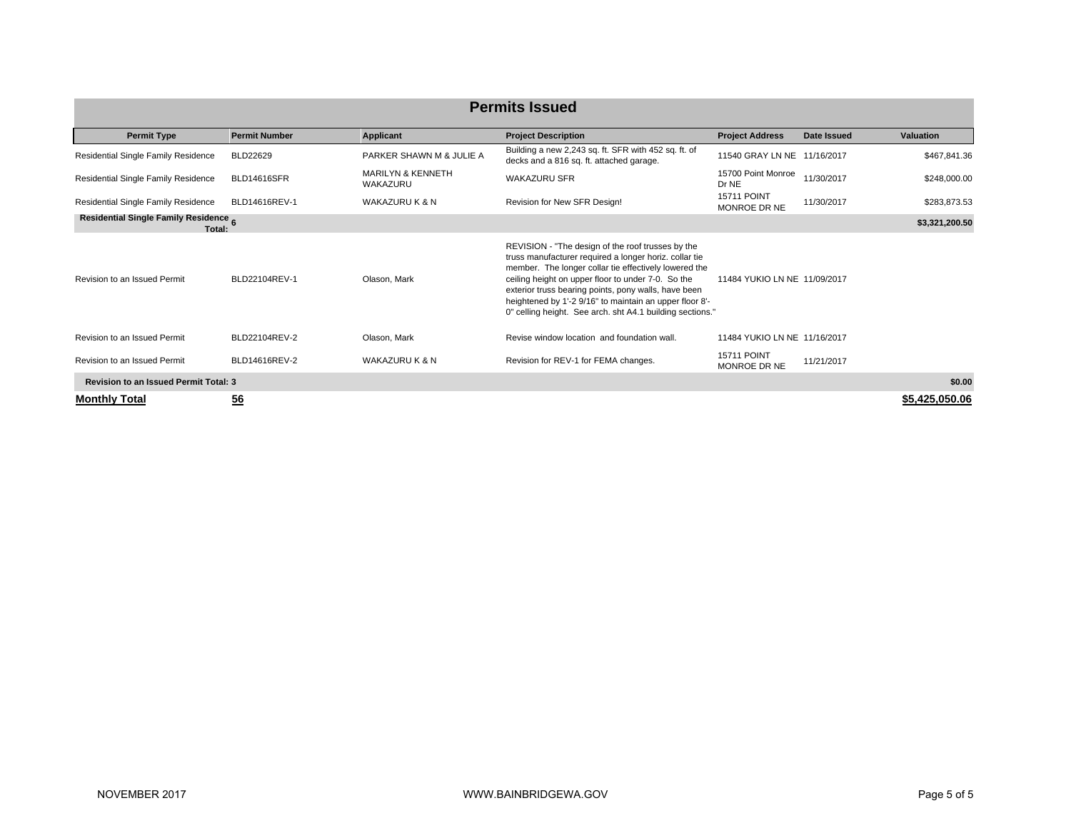## Permits Issued

| Permit Type | Permit Number | Applicant | Project Description | Project Address | Date Issued | Valuation |
|---|---|---|---|---|---|---|
| Residential Single Family Residence | BLD22629 | PARKER SHAWN M & JULIE A | Building a new 2,243 sq. ft. SFR with 452 sq. ft. of decks and a 816 sq. ft. attached garage. | 11540 GRAY LN NE | 11/16/2017 | $467,841.36 |
| Residential Single Family Residence | BLD14616SFR | MARILYN & KENNETH WAKAZURU | WAKAZURU SFR | 15700 Point Monroe Dr NE | 11/30/2017 | $248,000.00 |
| Residential Single Family Residence | BLD14616REV-1 | WAKAZURU K & N | Revision for New SFR Design! | 15711 POINT MONROE DR NE | 11/30/2017 | $283,873.53 |
| **Residential Single Family Residence Total:** | **6** | | | | | **$3,321,200.50** |
| Revision to an Issued Permit | BLD22104REV-1 | Olason, Mark | REVISION - "The design of the roof trusses by the truss manufacturer required a longer horiz. collar tie member. The longer collar tie effectively lowered the ceiling height on upper floor to under 7-0. So the exterior truss bearing points, pony walls, have been heightened by 1'-2 9/16" to maintain an upper floor 8'-0" celling height. See arch. sht A4.1 building sections." | 11484 YUKIO LN NE | 11/09/2017 | |
| Revision to an Issued Permit | BLD22104REV-2 | Olason, Mark | Revise window location and foundation wall. | 11484 YUKIO LN NE | 11/16/2017 | |
| Revision to an Issued Permit | BLD14616REV-2 | WAKAZURU K & N | Revision for REV-1 for FEMA changes. | 15711 POINT MONROE DR NE | 11/21/2017 | |
| **Revision to an Issued Permit Total: 3** | | | | | | **$0.00** |
| **Monthly Total** | **56** | | | | | **$5,425,050.06** |